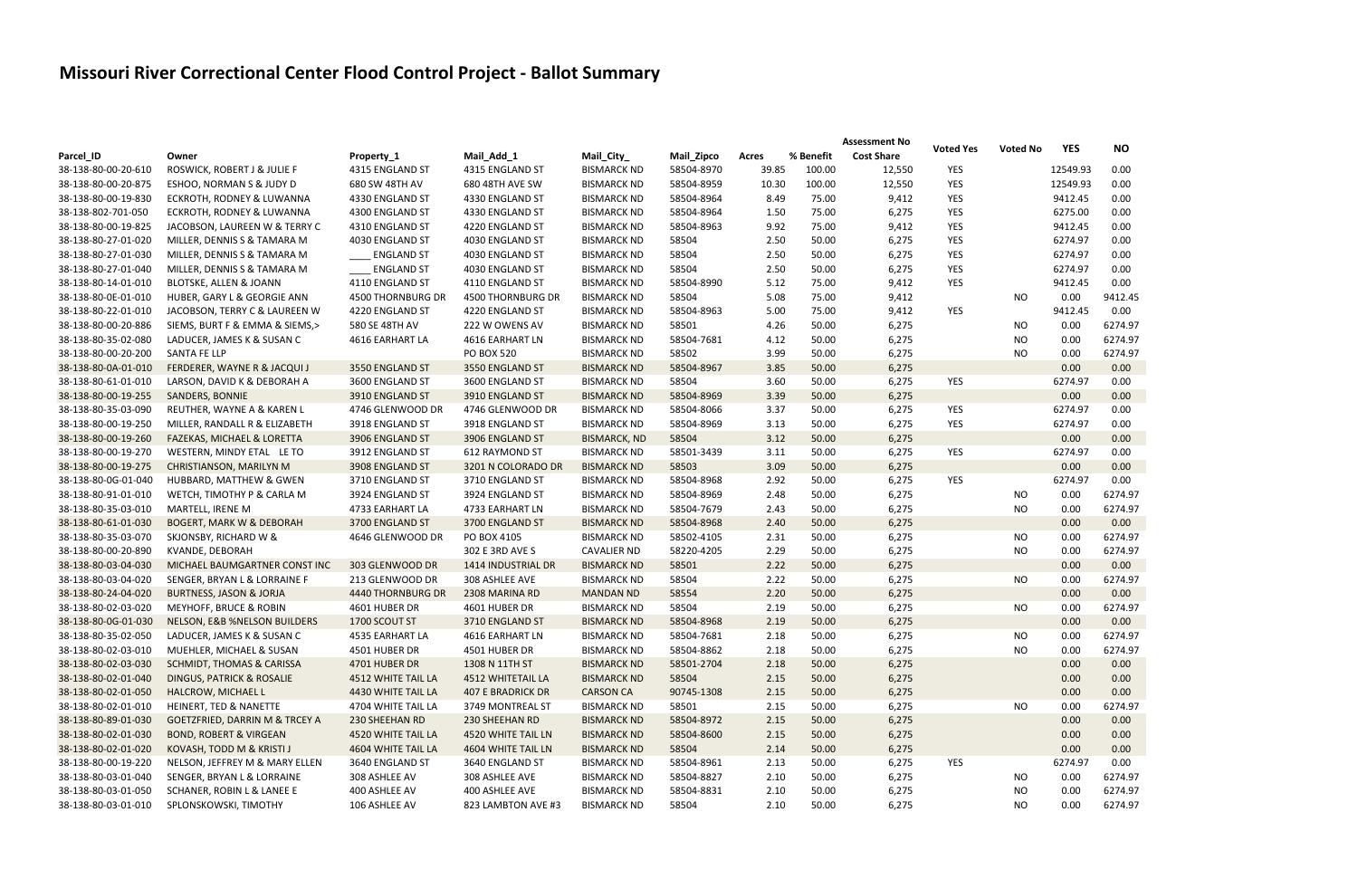# Missouri River Correctional Center Flood Control Project - Ballot Summary

| Parcel_ID | Owner | Property_1 | Mail_Add_1 | Mail_City_ | Mail_Zipco | Acres | % Benefit | Assessment No Cost Share | Voted Yes | Voted No | YES | NO |
|---|---|---|---|---|---|---|---|---|---|---|---|---|
| 38-138-80-00-20-610 | ROSWICK, ROBERT J & JULIE F | 4315 ENGLAND ST | 4315 ENGLAND ST | BISMARCK ND | 58504-8970 | 39.85 | 100.00 | 12,550 | YES | | 12549.93 | 0.00 |
| 38-138-80-00-20-875 | ESHOO, NORMAN S & JUDY D | 680 SW 48TH AV | 680 48TH AVE SW | BISMARCK ND | 58504-8959 | 10.30 | 100.00 | 12,550 | YES | | 12549.93 | 0.00 |
| 38-138-80-00-19-830 | ECKROTH, RODNEY & LUWANNA | 4330 ENGLAND ST | 4330 ENGLAND ST | BISMARCK ND | 58504-8964 | 8.49 | 75.00 | 9,412 | YES | | 9412.45 | 0.00 |
| 38-138-802-701-050 | ECKROTH, RODNEY & LUWANNA | 4300 ENGLAND ST | 4330 ENGLAND ST | BISMARCK ND | 58504-8964 | 1.50 | 75.00 | 6,275 | YES | | 6275.00 | 0.00 |
| 38-138-80-00-19-825 | JACOBSON, LAUREEN W & TERRY C | 4310 ENGLAND ST | 4220 ENGLAND ST | BISMARCK ND | 58504-8963 | 9.92 | 75.00 | 9,412 | YES | | 9412.45 | 0.00 |
| 38-138-80-27-01-020 | MILLER, DENNIS S & TAMARA M | 4030 ENGLAND ST | 4030 ENGLAND ST | BISMARCK ND | 58504 | 2.50 | 50.00 | 6,275 | YES | | 6274.97 | 0.00 |
| 38-138-80-27-01-030 | MILLER, DENNIS S & TAMARA M | ____ ENGLAND ST | 4030 ENGLAND ST | BISMARCK ND | 58504 | 2.50 | 50.00 | 6,275 | YES | | 6274.97 | 0.00 |
| 38-138-80-27-01-040 | MILLER, DENNIS S & TAMARA M | ____ ENGLAND ST | 4030 ENGLAND ST | BISMARCK ND | 58504 | 2.50 | 50.00 | 6,275 | YES | | 6274.97 | 0.00 |
| 38-138-80-14-01-010 | BLOTSKE, ALLEN & JOANN | 4110 ENGLAND ST | 4110 ENGLAND ST | BISMARCK ND | 58504-8990 | 5.12 | 75.00 | 9,412 | YES | | 9412.45 | 0.00 |
| 38-138-80-0E-01-010 | HUBER, GARY L & GEORGIE ANN | 4500 THORNBURG DR | 4500 THORNBURG DR | BISMARCK ND | 58504 | 5.08 | 75.00 | 9,412 | | NO | 0.00 | 9412.45 |
| 38-138-80-22-01-010 | JACOBSON, TERRY C & LAUREEN W | 4220 ENGLAND ST | 4220 ENGLAND ST | BISMARCK ND | 58504-8963 | 5.00 | 75.00 | 9,412 | YES | | 9412.45 | 0.00 |
| 38-138-80-00-20-886 | SIEMS, BURT F & EMMA & SIEMS,> | 580 SE 48TH AV | 222 W OWENS AV | BISMARCK ND | 58501 | 4.26 | 50.00 | 6,275 | | NO | 0.00 | 6274.97 |
| 38-138-80-35-02-080 | LADUCER, JAMES K & SUSAN C | 4616 EARHART LA | 4616 EARHART LN | BISMARCK ND | 58504-7681 | 4.12 | 50.00 | 6,275 | | NO | 0.00 | 6274.97 |
| 38-138-80-00-20-200 | SANTA FE LLP | | PO BOX 520 | BISMARCK ND | 58502 | 3.99 | 50.00 | 6,275 | | NO | 0.00 | 6274.97 |
| 38-138-80-0A-01-010 | FERDERER, WAYNE R & JACQUI J | 3550 ENGLAND ST | 3550 ENGLAND ST | BISMARCK ND | 58504-8967 | 3.85 | 50.00 | 6,275 | | | 0.00 | 0.00 |
| 38-138-80-61-01-010 | LARSON, DAVID K & DEBORAH A | 3600 ENGLAND ST | 3600 ENGLAND ST | BISMARCK ND | 58504 | 3.60 | 50.00 | 6,275 | YES | | 6274.97 | 0.00 |
| 38-138-80-00-19-255 | SANDERS, BONNIE | 3910 ENGLAND ST | 3910 ENGLAND ST | BISMARCK ND | 58504-8969 | 3.39 | 50.00 | 6,275 | | | 0.00 | 0.00 |
| 38-138-80-35-03-090 | REUTHER, WAYNE A & KAREN L | 4746 GLENWOOD DR | 4746 GLENWOOD DR | BISMARCK ND | 58504-8066 | 3.37 | 50.00 | 6,275 | YES | | 6274.97 | 0.00 |
| 38-138-80-00-19-250 | MILLER, RANDALL R & ELIZABETH | 3918 ENGLAND ST | 3918 ENGLAND ST | BISMARCK ND | 58504-8969 | 3.13 | 50.00 | 6,275 | YES | | 6274.97 | 0.00 |
| 38-138-80-00-19-260 | FAZEKAS, MICHAEL & LORETTA | 3906 ENGLAND ST | 3906 ENGLAND ST | BISMARCK, ND | 58504 | 3.12 | 50.00 | 6,275 | | | 0.00 | 0.00 |
| 38-138-80-00-19-270 | WESTERN, MINDY ETAL LE TO | 3912 ENGLAND ST | 612 RAYMOND ST | BISMARCK ND | 58501-3439 | 3.11 | 50.00 | 6,275 | YES | | 6274.97 | 0.00 |
| 38-138-80-00-19-275 | CHRISTIANSON, MARILYN M | 3908 ENGLAND ST | 3201 N COLORADO DR | BISMARCK ND | 58503 | 3.09 | 50.00 | 6,275 | | | 0.00 | 0.00 |
| 38-138-80-0G-01-040 | HUBBARD, MATTHEW & GWEN | 3710 ENGLAND ST | 3710 ENGLAND ST | BISMARCK ND | 58504-8968 | 2.92 | 50.00 | 6,275 | YES | | 6274.97 | 0.00 |
| 38-138-80-91-01-010 | WETCH, TIMOTHY P & CARLA M | 3924 ENGLAND ST | 3924 ENGLAND ST | BISMARCK ND | 58504-8969 | 2.48 | 50.00 | 6,275 | | NO | 0.00 | 6274.97 |
| 38-138-80-35-03-010 | MARTELL, IRENE M | 4733 EARHART LA | 4733 EARHART LN | BISMARCK ND | 58504-7679 | 2.43 | 50.00 | 6,275 | | NO | 0.00 | 6274.97 |
| 38-138-80-61-01-030 | BOGERT, MARK W & DEBORAH | 3700 ENGLAND ST | 3700 ENGLAND ST | BISMARCK ND | 58504-8968 | 2.40 | 50.00 | 6,275 | | | 0.00 | 0.00 |
| 38-138-80-35-03-070 | SKJONSBY, RICHARD W & | 4646 GLENWOOD DR | PO BOX 4105 | BISMARCK ND | 58502-4105 | 2.31 | 50.00 | 6,275 | | NO | 0.00 | 6274.97 |
| 38-138-80-00-20-890 | KVANDE, DEBORAH | | 302 E 3RD AVE S | CAVALIER ND | 58220-4205 | 2.29 | 50.00 | 6,275 | | NO | 0.00 | 6274.97 |
| 38-138-80-03-04-030 | MICHAEL BAUMGARTNER CONST INC | 303 GLENWOOD DR | 1414 INDUSTRIAL DR | BISMARCK ND | 58501 | 2.22 | 50.00 | 6,275 | | | 0.00 | 0.00 |
| 38-138-80-03-04-020 | SENGER, BRYAN L & LORRAINE F | 213 GLENWOOD DR | 308 ASHLEE AVE | BISMARCK ND | 58504 | 2.22 | 50.00 | 6,275 | | NO | 0.00 | 6274.97 |
| 38-138-80-24-04-020 | BURTNESS, JASON & JORJA | 4440 THORNBURG DR | 2308 MARINA RD | MANDAN ND | 58554 | 2.20 | 50.00 | 6,275 | | | 0.00 | 0.00 |
| 38-138-80-02-03-020 | MEYHOFF, BRUCE & ROBIN | 4601 HUBER DR | 4601 HUBER DR | BISMARCK ND | 58504 | 2.19 | 50.00 | 6,275 | | NO | 0.00 | 6274.97 |
| 38-138-80-0G-01-030 | NELSON, E&B %NELSON BUILDERS | 1700 SCOUT ST | 3710 ENGLAND ST | BISMARCK ND | 58504-8968 | 2.19 | 50.00 | 6,275 | | | 0.00 | 0.00 |
| 38-138-80-35-02-050 | LADUCER, JAMES K & SUSAN C | 4535 EARHART LA | 4616 EARHART LN | BISMARCK ND | 58504-7681 | 2.18 | 50.00 | 6,275 | | NO | 0.00 | 6274.97 |
| 38-138-80-02-03-010 | MUEHLER, MICHAEL & SUSAN | 4501 HUBER DR | 4501 HUBER DR | BISMARCK ND | 58504-8862 | 2.18 | 50.00 | 6,275 | | NO | 0.00 | 6274.97 |
| 38-138-80-02-03-030 | SCHMIDT, THOMAS & CARISSA | 4701 HUBER DR | 1308 N 11TH ST | BISMARCK ND | 58501-2704 | 2.18 | 50.00 | 6,275 | | | 0.00 | 0.00 |
| 38-138-80-02-01-040 | DINGUS, PATRICK & ROSALIE | 4512 WHITE TAIL LA | 4512 WHITETAIL LA | BISMARCK ND | 58504 | 2.15 | 50.00 | 6,275 | | | 0.00 | 0.00 |
| 38-138-80-02-01-050 | HALCROW, MICHAEL L | 4430 WHITE TAIL LA | 407 E BRADRICK DR | CARSON CA | 90745-1308 | 2.15 | 50.00 | 6,275 | | | 0.00 | 0.00 |
| 38-138-80-02-01-010 | HEINERT, TED & NANETTE | 4704 WHITE TAIL LA | 3749 MONTREAL ST | BISMARCK ND | 58501 | 2.15 | 50.00 | 6,275 | | NO | 0.00 | 6274.97 |
| 38-138-80-89-01-030 | GOETZFRIED, DARRIN M & TRCEY A | 230 SHEEHAN RD | 230 SHEEHAN RD | BISMARCK ND | 58504-8972 | 2.15 | 50.00 | 6,275 | | | 0.00 | 0.00 |
| 38-138-80-02-01-030 | BOND, ROBERT & VIRGEAN | 4520 WHITE TAIL LA | 4520 WHITE TAIL LN | BISMARCK ND | 58504-8600 | 2.15 | 50.00 | 6,275 | | | 0.00 | 0.00 |
| 38-138-80-02-01-020 | KOVASH, TODD M & KRISTI J | 4604 WHITE TAIL LA | 4604 WHITE TAIL LN | BISMARCK ND | 58504 | 2.14 | 50.00 | 6,275 | | | 0.00 | 0.00 |
| 38-138-80-00-19-220 | NELSON, JEFFREY M & MARY ELLEN | 3640 ENGLAND ST | 3640 ENGLAND ST | BISMARCK ND | 58504-8961 | 2.13 | 50.00 | 6,275 | YES | | 6274.97 | 0.00 |
| 38-138-80-03-01-040 | SENGER, BRYAN L & LORRAINE | 308 ASHLEE AV | 308 ASHLEE AVE | BISMARCK ND | 58504-8827 | 2.10 | 50.00 | 6,275 | | NO | 0.00 | 6274.97 |
| 38-138-80-03-01-050 | SCHANER, ROBIN L & LANEE E | 400 ASHLEE AV | 400 ASHLEE AVE | BISMARCK ND | 58504-8831 | 2.10 | 50.00 | 6,275 | | NO | 0.00 | 6274.97 |
| 38-138-80-03-01-010 | SPLONSKOWSKI, TIMOTHY | 106 ASHLEE AV | 823 LAMBTON AVE #3 | BISMARCK ND | 58504 | 2.10 | 50.00 | 6,275 | | NO | 0.00 | 6274.97 |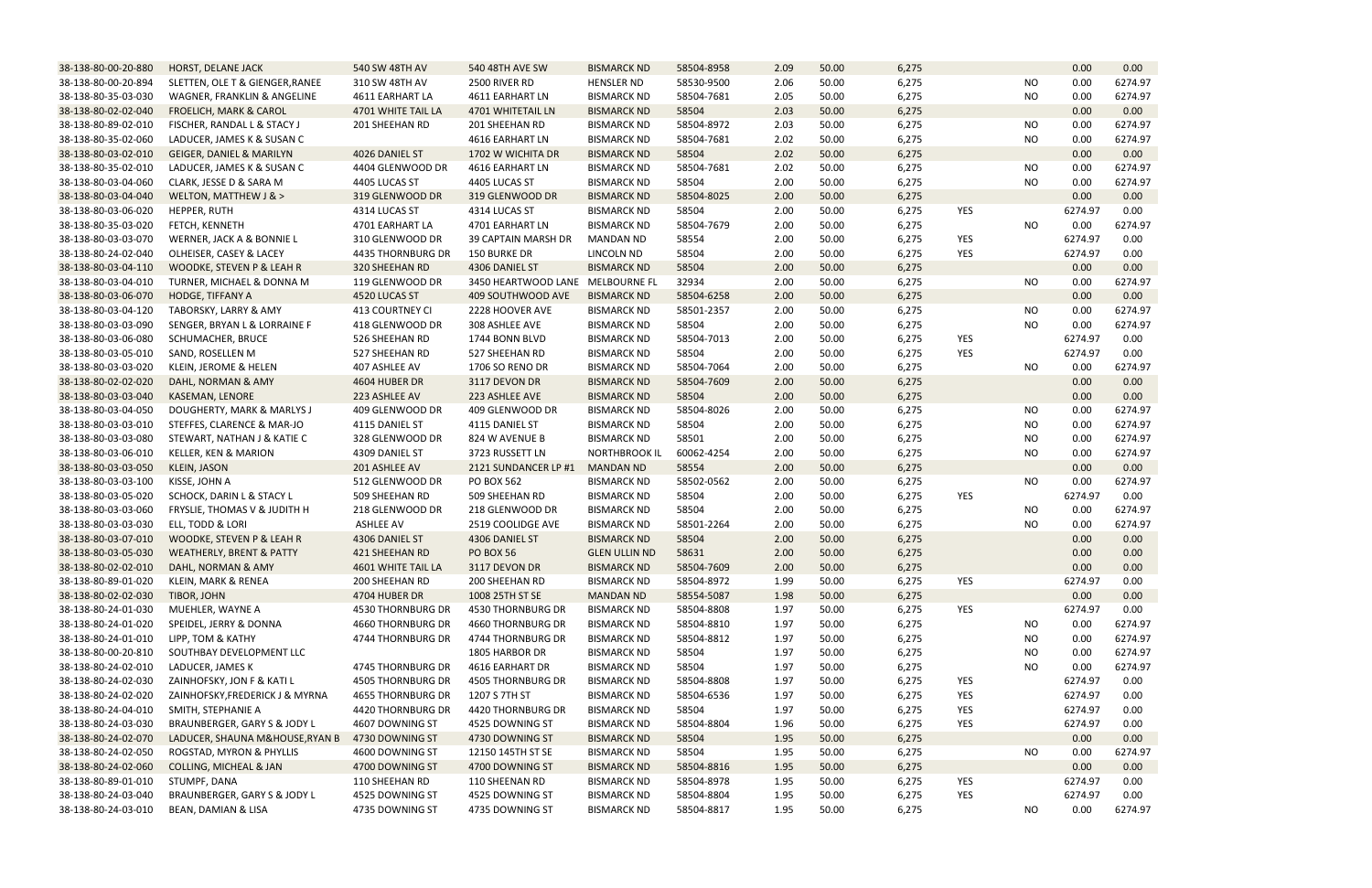| | | | | | | | | | | | | |
|---|---|---|---|---|---|---|---|---|---|---|---|---|
| 38-138-80-00-20-880 | HORST, DELANE JACK | 540 SW 48TH AV | 540 48TH AVE SW | BISMARCK ND | 58504-8958 | 2.09 | 50.00 | 6,275 | | | 0.00 | 0.00 |
| 38-138-80-00-20-894 | SLETTEN, OLE T & GIENGER,RANEE | 310 SW 48TH AV | 2500 RIVER RD | HENSLER ND | 58530-9500 | 2.06 | 50.00 | 6,275 | | NO | 0.00 | 6274.97 |
| 38-138-80-35-03-030 | WAGNER, FRANKLIN & ANGELINE | 4611 EARHART LA | 4611 EARHART LN | BISMARCK ND | 58504-7681 | 2.05 | 50.00 | 6,275 | | NO | 0.00 | 6274.97 |
| 38-138-80-02-02-040 | FROELICH, MARK & CAROL | 4701 WHITE TAIL LA | 4701 WHITETAIL LN | BISMARCK ND | 58504 | 2.03 | 50.00 | 6,275 | | | 0.00 | 0.00 |
| 38-138-80-89-02-010 | FISCHER, RANDAL L & STACY J | 201 SHEEHAN RD | 201 SHEEHAN RD | BISMARCK ND | 58504-8972 | 2.03 | 50.00 | 6,275 | | NO | 0.00 | 6274.97 |
| 38-138-80-35-02-060 | LADUCER, JAMES K & SUSAN C | | 4616 EARHART LN | BISMARCK ND | 58504-7681 | 2.02 | 50.00 | 6,275 | | NO | 0.00 | 6274.97 |
| 38-138-80-03-02-010 | GEIGER, DANIEL & MARILYN | 4026 DANIEL ST | 1702 W WICHITA DR | BISMARCK ND | 58504 | 2.02 | 50.00 | 6,275 | | | 0.00 | 0.00 |
| 38-138-80-35-02-010 | LADUCER, JAMES K & SUSAN C | 4404 GLENWOOD DR | 4616 EARHART LN | BISMARCK ND | 58504-7681 | 2.02 | 50.00 | 6,275 | | NO | 0.00 | 6274.97 |
| 38-138-80-03-04-060 | CLARK, JESSE D & SARA M | 4405 LUCAS ST | 4405 LUCAS ST | BISMARCK ND | 58504 | 2.00 | 50.00 | 6,275 | | NO | 0.00 | 6274.97 |
| 38-138-80-03-04-040 | WELTON, MATTHEW J & > | 319 GLENWOOD DR | 319 GLENWOOD DR | BISMARCK ND | 58504-8025 | 2.00 | 50.00 | 6,275 | | | 0.00 | 0.00 |
| 38-138-80-03-06-020 | HEPPER, RUTH | 4314 LUCAS ST | 4314 LUCAS ST | BISMARCK ND | 58504 | 2.00 | 50.00 | 6,275 | YES | | 6274.97 | 0.00 |
| 38-138-80-35-03-020 | FETCH, KENNETH | 4701 EARHART LA | 4701 EARHART LN | BISMARCK ND | 58504-7679 | 2.00 | 50.00 | 6,275 | | NO | 0.00 | 6274.97 |
| 38-138-80-03-03-070 | WERNER, JACK A & BONNIE L | 310 GLENWOOD DR | 39 CAPTAIN MARSH DR | MANDAN ND | 58554 | 2.00 | 50.00 | 6,275 | YES | | 6274.97 | 0.00 |
| 38-138-80-24-02-040 | OLHEISER, CASEY & LACEY | 4435 THORNBURG DR | 150 BURKE DR | LINCOLN ND | 58504 | 2.00 | 50.00 | 6,275 | YES | | 6274.97 | 0.00 |
| 38-138-80-03-04-110 | WOODKE, STEVEN P & LEAH R | 320 SHEEHAN RD | 4306 DANIEL ST | BISMARCK ND | 58504 | 2.00 | 50.00 | 6,275 | | | 0.00 | 0.00 |
| 38-138-80-03-04-010 | TURNER, MICHAEL & DONNA M | 119 GLENWOOD DR | 3450 HEARTWOOD LANE | MELBOURNE FL | 32934 | 2.00 | 50.00 | 6,275 | | NO | 0.00 | 6274.97 |
| 38-138-80-03-06-070 | HODGE, TIFFANY A | 4520 LUCAS ST | 409 SOUTHWOOD AVE | BISMARCK ND | 58504-6258 | 2.00 | 50.00 | 6,275 | | | 0.00 | 0.00 |
| 38-138-80-03-04-120 | TABORSKY, LARRY & AMY | 413 COURTNEY CI | 2228 HOOVER AVE | BISMARCK ND | 58501-2357 | 2.00 | 50.00 | 6,275 | | NO | 0.00 | 6274.97 |
| 38-138-80-03-03-090 | SENGER, BRYAN L & LORRAINE F | 418 GLENWOOD DR | 308 ASHLEE AVE | BISMARCK ND | 58504 | 2.00 | 50.00 | 6,275 | | NO | 0.00 | 6274.97 |
| 38-138-80-03-06-080 | SCHUMACHER, BRUCE | 526 SHEEHAN RD | 1744 BONN BLVD | BISMARCK ND | 58504-7013 | 2.00 | 50.00 | 6,275 | YES | | 6274.97 | 0.00 |
| 38-138-80-03-05-010 | SAND, ROSELLEN M | 527 SHEEHAN RD | 527 SHEEHAN RD | BISMARCK ND | 58504 | 2.00 | 50.00 | 6,275 | YES | | 6274.97 | 0.00 |
| 38-138-80-03-03-020 | KLEIN, JEROME & HELEN | 407 ASHLEE AV | 1706 SO RENO DR | BISMARCK ND | 58504-7064 | 2.00 | 50.00 | 6,275 | | NO | 0.00 | 6274.97 |
| 38-138-80-02-02-020 | DAHL, NORMAN & AMY | 4604 HUBER DR | 3117 DEVON DR | BISMARCK ND | 58504-7609 | 2.00 | 50.00 | 6,275 | | | 0.00 | 0.00 |
| 38-138-80-03-03-040 | KASEMAN, LENORE | 223 ASHLEE AV | 223 ASHLEE AVE | BISMARCK ND | 58504 | 2.00 | 50.00 | 6,275 | | | 0.00 | 0.00 |
| 38-138-80-03-04-050 | DOUGHERTY, MARK & MARLYS J | 409 GLENWOOD DR | 409 GLENWOOD DR | BISMARCK ND | 58504-8026 | 2.00 | 50.00 | 6,275 | | NO | 0.00 | 6274.97 |
| 38-138-80-03-03-010 | STEFFES, CLARENCE & MAR-JO | 4115 DANIEL ST | 4115 DANIEL ST | BISMARCK ND | 58504 | 2.00 | 50.00 | 6,275 | | NO | 0.00 | 6274.97 |
| 38-138-80-03-03-080 | STEWART, NATHAN J & KATIE C | 328 GLENWOOD DR | 824 W AVENUE B | BISMARCK ND | 58501 | 2.00 | 50.00 | 6,275 | | NO | 0.00 | 6274.97 |
| 38-138-80-03-06-010 | KELLER, KEN & MARION | 4309 DANIEL ST | 3723 RUSSETT LN | NORTHBROOK IL | 60062-4254 | 2.00 | 50.00 | 6,275 | | NO | 0.00 | 6274.97 |
| 38-138-80-03-03-050 | KLEIN, JASON | 201 ASHLEE AV | 2121 SUNDANCER LP #1 | MANDAN ND | 58554 | 2.00 | 50.00 | 6,275 | | | 0.00 | 0.00 |
| 38-138-80-03-03-100 | KISSE, JOHN A | 512 GLENWOOD DR | PO BOX 562 | BISMARCK ND | 58502-0562 | 2.00 | 50.00 | 6,275 | | NO | 0.00 | 6274.97 |
| 38-138-80-03-05-020 | SCHOCK, DARIN L & STACY L | 509 SHEEHAN RD | 509 SHEEHAN RD | BISMARCK ND | 58504 | 2.00 | 50.00 | 6,275 | YES | | 6274.97 | 0.00 |
| 38-138-80-03-03-060 | FRYSLIE, THOMAS V & JUDITH H | 218 GLENWOOD DR | 218 GLENWOOD DR | BISMARCK ND | 58504 | 2.00 | 50.00 | 6,275 | | NO | 0.00 | 6274.97 |
| 38-138-80-03-03-030 | ELL, TODD & LORI | ASHLEE AV | 2519 COOLIDGE AVE | BISMARCK ND | 58501-2264 | 2.00 | 50.00 | 6,275 | | NO | 0.00 | 6274.97 |
| 38-138-80-03-07-010 | WOODKE, STEVEN P & LEAH R | 4306 DANIEL ST | 4306 DANIEL ST | BISMARCK ND | 58504 | 2.00 | 50.00 | 6,275 | | | 0.00 | 0.00 |
| 38-138-80-03-05-030 | WEATHERLY, BRENT & PATTY | 421 SHEEHAN RD | PO BOX 56 | GLEN ULLIN ND | 58631 | 2.00 | 50.00 | 6,275 | | | 0.00 | 0.00 |
| 38-138-80-02-02-010 | DAHL, NORMAN & AMY | 4601 WHITE TAIL LA | 3117 DEVON DR | BISMARCK ND | 58504-7609 | 2.00 | 50.00 | 6,275 | | | 0.00 | 0.00 |
| 38-138-80-89-01-020 | KLEIN, MARK & RENEA | 200 SHEEHAN RD | 200 SHEEHAN RD | BISMARCK ND | 58504-8972 | 1.99 | 50.00 | 6,275 | YES | | 6274.97 | 0.00 |
| 38-138-80-02-02-030 | TIBOR, JOHN | 4704 HUBER DR | 1008 25TH ST SE | MANDAN ND | 58554-5087 | 1.98 | 50.00 | 6,275 | | | 0.00 | 0.00 |
| 38-138-80-24-01-030 | MUEHLER, WAYNE A | 4530 THORNBURG DR | 4530 THORNBURG DR | BISMARCK ND | 58504-8808 | 1.97 | 50.00 | 6,275 | YES | | 6274.97 | 0.00 |
| 38-138-80-24-01-020 | SPEIDEL, JERRY & DONNA | 4660 THORNBURG DR | 4660 THORNBURG DR | BISMARCK ND | 58504-8810 | 1.97 | 50.00 | 6,275 | | NO | 0.00 | 6274.97 |
| 38-138-80-24-01-010 | LIPP, TOM & KATHY | 4744 THORNBURG DR | 4744 THORNBURG DR | BISMARCK ND | 58504-8812 | 1.97 | 50.00 | 6,275 | | NO | 0.00 | 6274.97 |
| 38-138-80-00-20-810 | SOUTHBAY DEVELOPMENT LLC | | 1805 HARBOR DR | BISMARCK ND | 58504 | 1.97 | 50.00 | 6,275 | | NO | 0.00 | 6274.97 |
| 38-138-80-24-02-010 | LADUCER, JAMES K | 4745 THORNBURG DR | 4616 EARHART DR | BISMARCK ND | 58504 | 1.97 | 50.00 | 6,275 | | NO | 0.00 | 6274.97 |
| 38-138-80-24-02-030 | ZAINHOFSKY, JON F & KATI L | 4505 THORNBURG DR | 4505 THORNBURG DR | BISMARCK ND | 58504-8808 | 1.97 | 50.00 | 6,275 | YES | | 6274.97 | 0.00 |
| 38-138-80-24-02-020 | ZAINHOFSKY,FREDERICK J & MYRNA | 4655 THORNBURG DR | 1207 S 7TH ST | BISMARCK ND | 58504-6536 | 1.97 | 50.00 | 6,275 | YES | | 6274.97 | 0.00 |
| 38-138-80-24-04-010 | SMITH, STEPHANIE A | 4420 THORNBURG DR | 4420 THORNBURG DR | BISMARCK ND | 58504 | 1.97 | 50.00 | 6,275 | YES | | 6274.97 | 0.00 |
| 38-138-80-24-03-020 | BRAUNBERGER, GARY S & JODY L | 4607 DOWNING ST | 4525 DOWNING ST | BISMARCK ND | 58504-8804 | 1.96 | 50.00 | 6,275 | YES | | 6274.97 | 0.00 |
| 38-138-80-24-02-070 | LADUCER, SHAUNA M&HOUSE,RYAN B | 4730 DOWNING ST | 4730 DOWNING ST | BISMARCK ND | 58504 | 1.95 | 50.00 | 6,275 | | | 0.00 | 0.00 |
| 38-138-80-24-02-050 | ROGSTAD, MYRON & PHYLLIS | 4600 DOWNING ST | 12150 145TH ST SE | BISMARCK ND | 58504 | 1.95 | 50.00 | 6,275 | | NO | 0.00 | 6274.97 |
| 38-138-80-24-02-060 | COLLING, MICHEAL & JAN | 4700 DOWNING ST | 4700 DOWNING ST | BISMARCK ND | 58504-8816 | 1.95 | 50.00 | 6,275 | | | 0.00 | 0.00 |
| 38-138-80-89-01-010 | STUMPF, DANA | 110 SHEEHAN RD | 110 SHEENAN RD | BISMARCK ND | 58504-8978 | 1.95 | 50.00 | 6,275 | YES | | 6274.97 | 0.00 |
| 38-138-80-24-03-040 | BRAUNBERGER, GARY S & JODY L | 4525 DOWNING ST | 4525 DOWNING ST | BISMARCK ND | 58504-8804 | 1.95 | 50.00 | 6,275 | YES | | 6274.97 | 0.00 |
| 38-138-80-24-03-010 | BEAN, DAMIAN & LISA | 4735 DOWNING ST | 4735 DOWNING ST | BISMARCK ND | 58504-8817 | 1.95 | 50.00 | 6,275 | | NO | 0.00 | 6274.97 |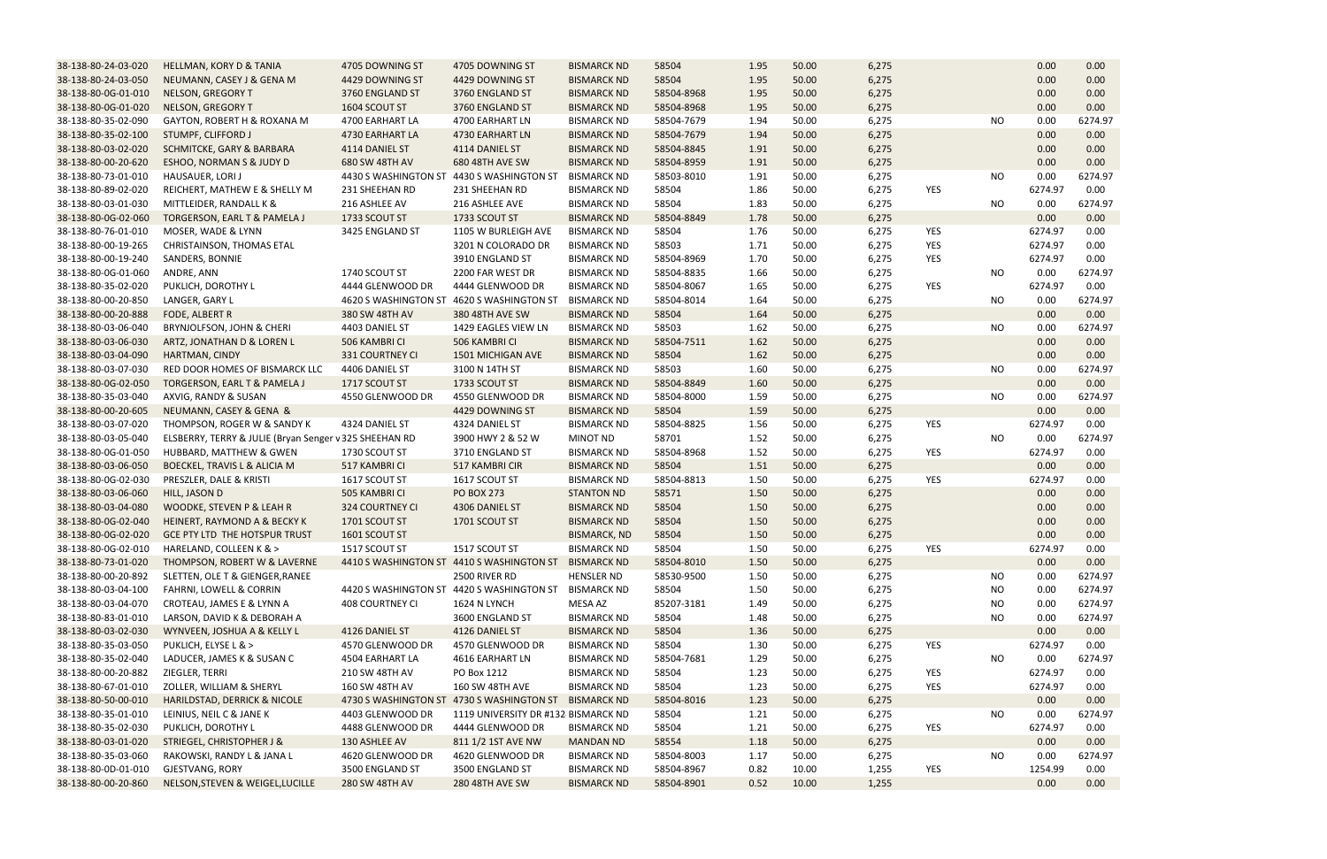| | | | | | | | | | | | | |
|---|---|---|---|---|---|---|---|---|---|---|---|---|
| 38-138-80-24-03-020 | HELLMAN, KORY D & TANIA | 4705 DOWNING ST | 4705 DOWNING ST | BISMARCK ND | 58504 | 1.95 | 50.00 | 6,275 | | | 0.00 | 0.00 |
| 38-138-80-24-03-050 | NEUMANN, CASEY J & GENA M | 4429 DOWNING ST | 4429 DOWNING ST | BISMARCK ND | 58504 | 1.95 | 50.00 | 6,275 | | | 0.00 | 0.00 |
| 38-138-80-0G-01-010 | NELSON, GREGORY T | 3760 ENGLAND ST | 3760 ENGLAND ST | BISMARCK ND | 58504-8968 | 1.95 | 50.00 | 6,275 | | | 0.00 | 0.00 |
| 38-138-80-0G-01-020 | NELSON, GREGORY T | 1604 SCOUT ST | 3760 ENGLAND ST | BISMARCK ND | 58504-8968 | 1.95 | 50.00 | 6,275 | | | 0.00 | 0.00 |
| 38-138-80-35-02-090 | GAYTON, ROBERT H & ROXANA M | 4700 EARHART LA | 4700 EARHART LN | BISMARCK ND | 58504-7679 | 1.94 | 50.00 | 6,275 | | NO | 0.00 | 6274.97 |
| 38-138-80-35-02-100 | STUMPF, CLIFFORD J | 4730 EARHART LA | 4730 EARHART LN | BISMARCK ND | 58504-7679 | 1.94 | 50.00 | 6,275 | | | 0.00 | 0.00 |
| 38-138-80-03-02-020 | SCHMITCKE, GARY & BARBARA | 4114 DANIEL ST | 4114 DANIEL ST | BISMARCK ND | 58504-8845 | 1.91 | 50.00 | 6,275 | | | 0.00 | 0.00 |
| 38-138-80-00-20-620 | ESHOO, NORMAN S & JUDY D | 680 SW 48TH AV | 680 48TH AVE SW | BISMARCK ND | 58504-8959 | 1.91 | 50.00 | 6,275 | | | 0.00 | 0.00 |
| 38-138-80-73-01-010 | HAUSAUER, LORI J | 4430 S WASHINGTON ST | 4430 S WASHINGTON ST | BISMARCK ND | 58503-8010 | 1.91 | 50.00 | 6,275 | | NO | 0.00 | 6274.97 |
| 38-138-80-89-02-020 | REICHERT, MATHEW E & SHELLY M | 231 SHEEHAN RD | 231 SHEEHAN RD | BISMARCK ND | 58504 | 1.86 | 50.00 | 6,275 | YES | | 6274.97 | 0.00 |
| 38-138-80-03-01-030 | MITTLEIDER, RANDALL K & | 216 ASHLEE AV | 216 ASHLEE AVE | BISMARCK ND | 58504 | 1.83 | 50.00 | 6,275 | | NO | 0.00 | 6274.97 |
| 38-138-80-0G-02-060 | TORGERSON, EARL T & PAMELA J | 1733 SCOUT ST | 1733 SCOUT ST | BISMARCK ND | 58504-8849 | 1.78 | 50.00 | 6,275 | | | 0.00 | 0.00 |
| 38-138-80-76-01-010 | MOSER, WADE & LYNN | 3425 ENGLAND ST | 1105 W BURLEIGH AVE | BISMARCK ND | 58504 | 1.76 | 50.00 | 6,275 | YES | | 6274.97 | 0.00 |
| 38-138-80-00-19-265 | CHRISTAINSON, THOMAS ETAL | | 3201 N COLORADO DR | BISMARCK ND | 58503 | 1.71 | 50.00 | 6,275 | YES | | 6274.97 | 0.00 |
| 38-138-80-00-19-240 | SANDERS, BONNIE | | 3910 ENGLAND ST | BISMARCK ND | 58504-8969 | 1.70 | 50.00 | 6,275 | YES | | 6274.97 | 0.00 |
| 38-138-80-0G-01-060 | ANDRE, ANN | 1740 SCOUT ST | 2200 FAR WEST DR | BISMARCK ND | 58504-8835 | 1.66 | 50.00 | 6,275 | | NO | 0.00 | 6274.97 |
| 38-138-80-35-02-020 | PUKLICH, DOROTHY L | 4444 GLENWOOD DR | 4444 GLENWOOD DR | BISMARCK ND | 58504-8067 | 1.65 | 50.00 | 6,275 | YES | | 6274.97 | 0.00 |
| 38-138-80-00-20-850 | LANGER, GARY L | 4620 S WASHINGTON ST | 4620 S WASHINGTON ST | BISMARCK ND | 58504-8014 | 1.64 | 50.00 | 6,275 | | NO | 0.00 | 6274.97 |
| 38-138-80-00-20-888 | FODE, ALBERT R | 380 SW 48TH AV | 380 48TH AVE SW | BISMARCK ND | 58504 | 1.64 | 50.00 | 6,275 | | | 0.00 | 0.00 |
| 38-138-80-03-06-040 | BRYNJOLFSON, JOHN & CHERI | 4403 DANIEL ST | 1429 EAGLES VIEW LN | BISMARCK ND | 58503 | 1.62 | 50.00 | 6,275 | | NO | 0.00 | 6274.97 |
| 38-138-80-03-06-030 | ARTZ, JONATHAN D & LOREN L | 506 KAMBRI CI | 506 KAMBRI CI | BISMARCK ND | 58504-7511 | 1.62 | 50.00 | 6,275 | | | 0.00 | 0.00 |
| 38-138-80-03-04-090 | HARTMAN, CINDY | 331 COURTNEY CI | 1501 MICHIGAN AVE | BISMARCK ND | 58504 | 1.62 | 50.00 | 6,275 | | | 0.00 | 0.00 |
| 38-138-80-03-07-030 | RED DOOR HOMES OF BISMARCK LLC | 4406 DANIEL ST | 3100 N 14TH ST | BISMARCK ND | 58503 | 1.60 | 50.00 | 6,275 | | NO | 0.00 | 6274.97 |
| 38-138-80-0G-02-050 | TORGERSON, EARL T & PAMELA J | 1717 SCOUT ST | 1733 SCOUT ST | BISMARCK ND | 58504-8849 | 1.60 | 50.00 | 6,275 | | | 0.00 | 0.00 |
| 38-138-80-35-03-040 | AXVIG, RANDY & SUSAN | 4550 GLENWOOD DR | 4550 GLENWOOD DR | BISMARCK ND | 58504-8000 | 1.59 | 50.00 | 6,275 | | NO | 0.00 | 6274.97 |
| 38-138-80-00-20-605 | NEUMANN, CASEY & GENA & | | 4429 DOWNING ST | BISMARCK ND | 58504 | 1.59 | 50.00 | 6,275 | | | 0.00 | 0.00 |
| 38-138-80-03-07-020 | THOMPSON, ROGER W & SANDY K | 4324 DANIEL ST | 4324 DANIEL ST | BISMARCK ND | 58504-8825 | 1.56 | 50.00 | 6,275 | YES | | 6274.97 | 0.00 |
| 38-138-80-03-05-040 | ELSBERRY, TERRY & JULIE (Bryan Senger v | 325 SHEEHAN RD | 3900 HWY 2 & 52 W | MINOT ND | 58701 | 1.52 | 50.00 | 6,275 | | NO | 0.00 | 6274.97 |
| 38-138-80-0G-01-050 | HUBBARD, MATTHEW & GWEN | 1730 SCOUT ST | 3710 ENGLAND ST | BISMARCK ND | 58504-8968 | 1.52 | 50.00 | 6,275 | YES | | 6274.97 | 0.00 |
| 38-138-80-03-06-050 | BOECKEL, TRAVIS L & ALICIA M | 517 KAMBRI CI | 517 KAMBRI CIR | BISMARCK ND | 58504 | 1.51 | 50.00 | 6,275 | | | 0.00 | 0.00 |
| 38-138-80-0G-02-030 | PRESZLER, DALE & KRISTI | 1617 SCOUT ST | 1617 SCOUT ST | BISMARCK ND | 58504-8813 | 1.50 | 50.00 | 6,275 | YES | | 6274.97 | 0.00 |
| 38-138-80-03-06-060 | HILL, JASON D | 505 KAMBRI CI | PO BOX 273 | STANTON ND | 58571 | 1.50 | 50.00 | 6,275 | | | 0.00 | 0.00 |
| 38-138-80-03-04-080 | WOODKE, STEVEN P & LEAH R | 324 COURTNEY CI | 4306 DANIEL ST | BISMARCK ND | 58504 | 1.50 | 50.00 | 6,275 | | | 0.00 | 0.00 |
| 38-138-80-0G-02-040 | HEINERT, RAYMOND A & BECKY K | 1701 SCOUT ST | 1701 SCOUT ST | BISMARCK ND | 58504 | 1.50 | 50.00 | 6,275 | | | 0.00 | 0.00 |
| 38-138-80-0G-02-020 | GCE PTY LTD THE HOTSPUR TRUST | 1601 SCOUT ST | | BISMARCK, ND | 58504 | 1.50 | 50.00 | 6,275 | | | 0.00 | 0.00 |
| 38-138-80-0G-02-010 | HARELAND, COLLEEN K & > | 1517 SCOUT ST | 1517 SCOUT ST | BISMARCK ND | 58504 | 1.50 | 50.00 | 6,275 | YES | | 6274.97 | 0.00 |
| 38-138-80-73-01-020 | THOMPSON, ROBERT W & LAVERNE | 4410 S WASHINGTON ST | 4410 S WASHINGTON ST | BISMARCK ND | 58504-8010 | 1.50 | 50.00 | 6,275 | | | 0.00 | 0.00 |
| 38-138-80-00-20-892 | SLETTEN, OLE T & GIENGER,RANEE | | 2500 RIVER RD | HENSLER ND | 58530-9500 | 1.50 | 50.00 | 6,275 | | NO | 0.00 | 6274.97 |
| 38-138-80-03-04-100 | FAHRNI, LOWELL & CORRIN | 4420 S WASHINGTON ST | 4420 S WASHINGTON ST | BISMARCK ND | 58504 | 1.50 | 50.00 | 6,275 | | NO | 0.00 | 6274.97 |
| 38-138-80-03-04-070 | CROTEAU, JAMES E & LYNN A | 408 COURTNEY CI | 1624 N LYNCH | MESA AZ | 85207-3181 | 1.49 | 50.00 | 6,275 | | NO | 0.00 | 6274.97 |
| 38-138-80-83-01-010 | LARSON, DAVID K & DEBORAH A | | 3600 ENGLAND ST | BISMARCK ND | 58504 | 1.48 | 50.00 | 6,275 | | NO | 0.00 | 6274.97 |
| 38-138-80-03-02-030 | WYNVEEN, JOSHUA A & KELLY L | 4126 DANIEL ST | 4126 DANIEL ST | BISMARCK ND | 58504 | 1.36 | 50.00 | 6,275 | | | 0.00 | 0.00 |
| 38-138-80-35-03-050 | PUKLICH, ELYSE L & > | 4570 GLENWOOD DR | 4570 GLENWOOD DR | BISMARCK ND | 58504 | 1.30 | 50.00 | 6,275 | YES | | 6274.97 | 0.00 |
| 38-138-80-35-02-040 | LADUCER, JAMES K & SUSAN C | 4504 EARHART LA | 4616 EARHART LN | BISMARCK ND | 58504-7681 | 1.29 | 50.00 | 6,275 | | NO | 0.00 | 6274.97 |
| 38-138-80-00-20-882 | ZIEGLER, TERRI | 210 SW 48TH AV | PO Box 1212 | BISMARCK ND | 58504 | 1.23 | 50.00 | 6,275 | YES | | 6274.97 | 0.00 |
| 38-138-80-67-01-010 | ZOLLER, WILLIAM & SHERYL | 160 SW 48TH AV | 160 SW 48TH AVE | BISMARCK ND | 58504 | 1.23 | 50.00 | 6,275 | YES | | 6274.97 | 0.00 |
| 38-138-80-50-00-010 | HARILDSTAD, DERRICK & NICOLE | 4730 S WASHINGTON ST | 4730 S WASHINGTON ST | BISMARCK ND | 58504-8016 | 1.23 | 50.00 | 6,275 | | | 0.00 | 0.00 |
| 38-138-80-35-01-010 | LEINIUS, NEIL C & JANE K | 4403 GLENWOOD DR | 1119 UNIVERSITY DR #132 | BISMARCK ND | 58504 | 1.21 | 50.00 | 6,275 | | NO | 0.00 | 6274.97 |
| 38-138-80-35-02-030 | PUKLICH, DOROTHY L | 4488 GLENWOOD DR | 4444 GLENWOOD DR | BISMARCK ND | 58504 | 1.21 | 50.00 | 6,275 | YES | | 6274.97 | 0.00 |
| 38-138-80-03-01-020 | STRIEGEL, CHRISTOPHER J & | 130 ASHLEE AV | 811 1/2 1ST AVE NW | MANDAN ND | 58554 | 1.18 | 50.00 | 6,275 | | | 0.00 | 0.00 |
| 38-138-80-35-03-060 | RAKOWSKI, RANDY L & JANA L | 4620 GLENWOOD DR | 4620 GLENWOOD DR | BISMARCK ND | 58504-8003 | 1.17 | 50.00 | 6,275 | | NO | 0.00 | 6274.97 |
| 38-138-80-0D-01-010 | GJESTVANG, RORY | 3500 ENGLAND ST | 3500 ENGLAND ST | BISMARCK ND | 58504-8967 | 0.82 | 10.00 | 1,255 | YES | | 1254.99 | 0.00 |
| 38-138-80-00-20-860 | NELSON,STEVEN & WEIGEL,LUCILLE | 280 SW 48TH AV | 280 48TH AVE SW | BISMARCK ND | 58504-8901 | 0.52 | 10.00 | 1,255 | | | 0.00 | 0.00 |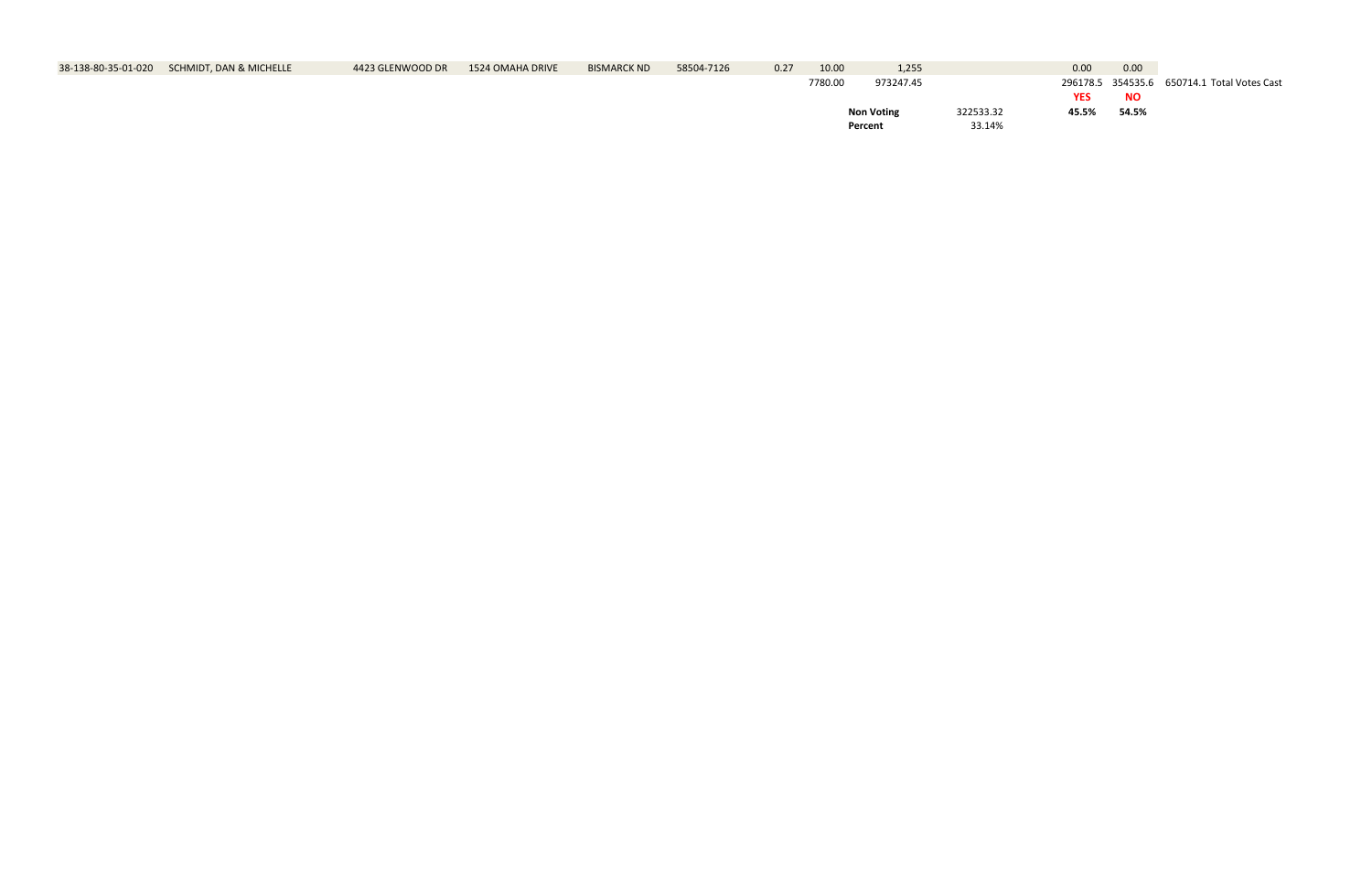| | | | | | | | | | | | | | |
|---|---|---|---|---|---|---|---|---|---|---|---|---|---|
| 38-138-80-35-01-020 | SCHMIDT, DAN & MICHELLE | 4423 GLENWOOD DR | 1524 OMAHA DRIVE | BISMARCK ND | 58504-7126 | 0.27 | 10.00 | 1,255 | | 0.00 | 0.00 | |
| | | | | | | | 7780.00 | 973247.45 | | 296178.5 | 354535.6 | 650714.1 Total Votes Cast |
| | | | | | | | | | | **YES** | **NO** | |
| | | | | | | | | **Non Voting** | 322533.32 | **45.5%** | **54.5%** | |
| | | | | | | | | **Percent** | 33.14% | | | |